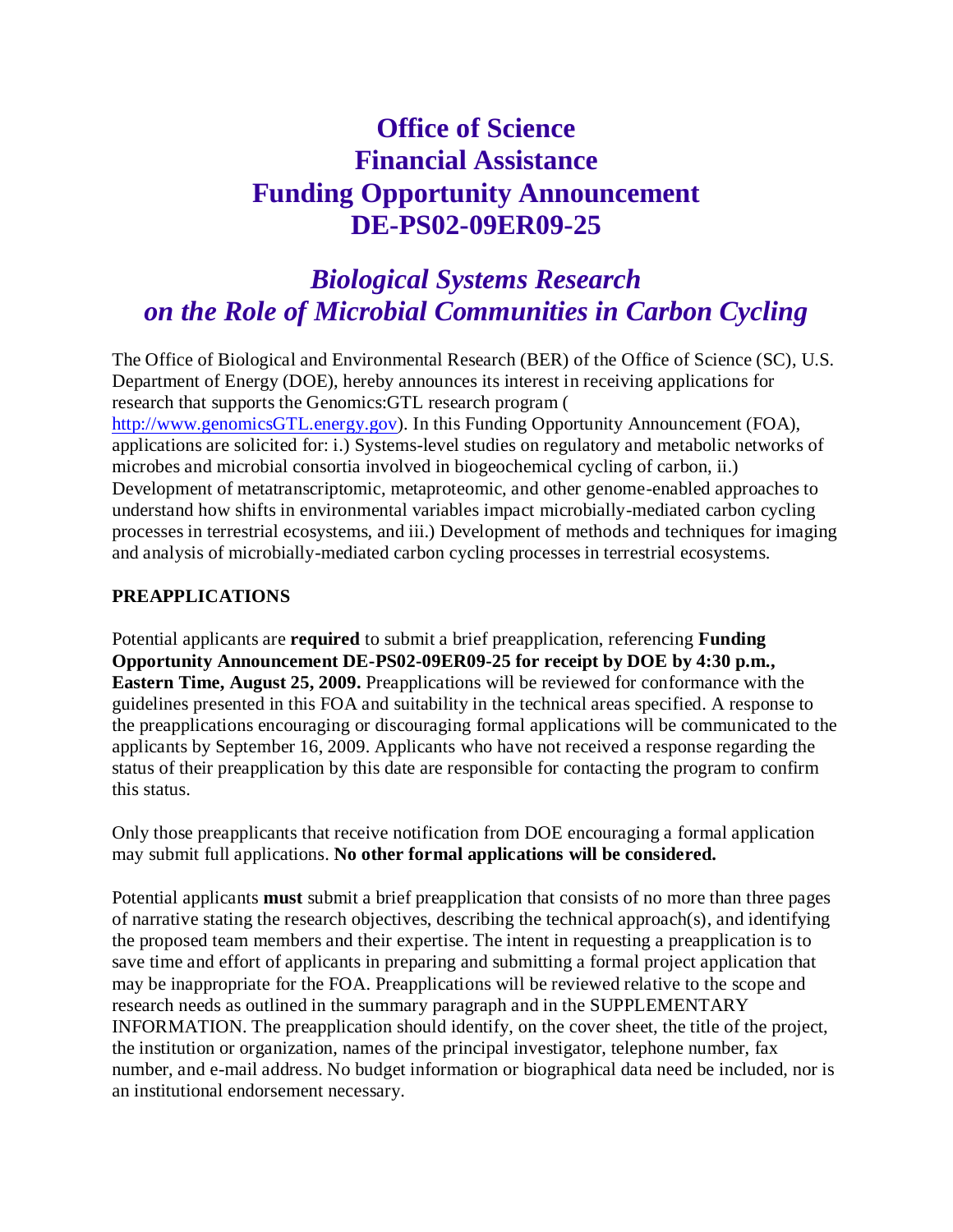# Office of Science Financial Assistance Funding Opportunity Announcement DE-PS02-09ER09-25

## *Biological Systems Research on the Role of Microbial Communities in Carbon Cycling*

The Office of Biological and Environmental Research (BER) of the Office of Science (SC), U.S. Department of Energy (DOE), hereby announces its interest in receiving applications for research that supports the Genomics:GTL research program ( http://www.genomicsGTL.energy.gov). In this Funding Opportunity Announcement (FOA), applications are solicited for: i.) Systems-level studies on regulatory and metabolic networks of microbes and microbial consortia involved in biogeochemical cycling of carbon, ii.) Development of metatranscriptomic, metaproteomic, and other genome-enabled approaches to understand how shifts in environmental variables impact microbially-mediated carbon cycling processes in terrestrial ecosystems, and iii.) Development of methods and techniques for imaging and analysis of microbially-mediated carbon cycling processes in terrestrial ecosystems.

**PREAPPLICATIONS**

Potential applicants are **required** to submit a brief preapplication, referencing **Funding Opportunity Announcement DE-PS02-09ER09-25 for receipt by DOE by 4:30 p.m., Eastern Time, August 25, 2009.** Preapplications will be reviewed for conformance with the guidelines presented in this FOA and suitability in the technical areas specified. A response to the preapplications encouraging or discouraging formal applications will be communicated to the applicants by September 16, 2009. Applicants who have not received a response regarding the status of their preapplication by this date are responsible for contacting the program to confirm this status.

Only those preapplicants that receive notification from DOE encouraging a formal application may submit full applications. **No other formal applications will be considered.**

Potential applicants **must** submit a brief preapplication that consists of no more than three pages of narrative stating the research objectives, describing the technical approach(s), and identifying the proposed team members and their expertise. The intent in requesting a preapplication is to save time and effort of applicants in preparing and submitting a formal project application that may be inappropriate for the FOA. Preapplications will be reviewed relative to the scope and research needs as outlined in the summary paragraph and in the SUPPLEMENTARY INFORMATION. The preapplication should identify, on the cover sheet, the title of the project, the institution or organization, names of the principal investigator, telephone number, fax number, and e-mail address. No budget information or biographical data need be included, nor is an institutional endorsement necessary.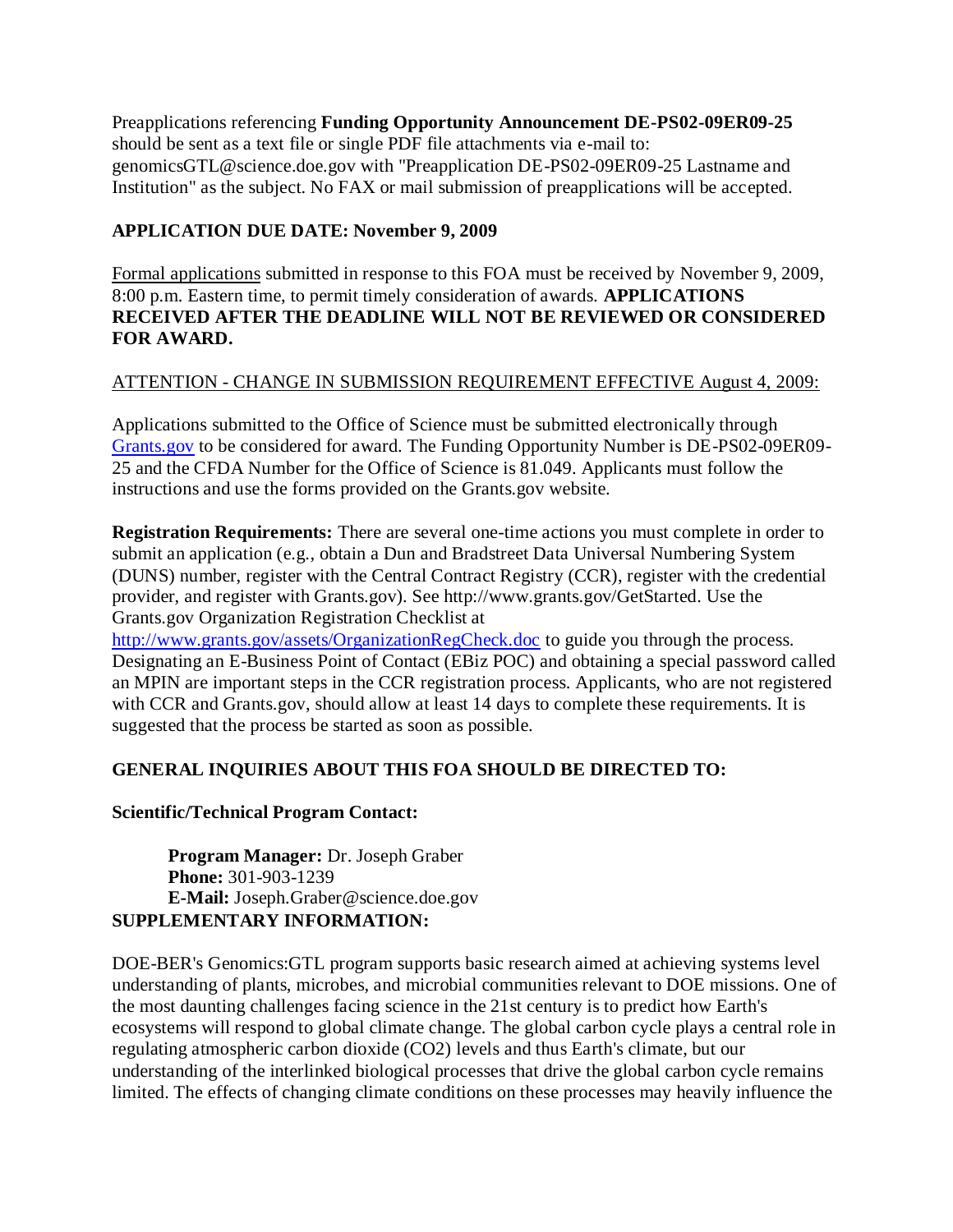Preapplications referencing **Funding Opportunity Announcement DE-PS02-09ER09-25** should be sent as a text file or single PDF file attachments via e-mail to: genomicsGTL@science.doe.gov with "Preapplication DE-PS02-09ER09-25 Lastname and Institution" as the subject. No FAX or mail submission of preapplications will be accepted.

**APPLICATION DUE DATE: November 9, 2009**

Formal applications submitted in response to this FOA must be received by November 9, 2009, 8:00 p.m. Eastern time, to permit timely consideration of awards. **APPLICATIONS RECEIVED AFTER THE DEADLINE WILL NOT BE REVIEWED OR CONSIDERED FOR AWARD.**

ATTENTION - CHANGE IN SUBMISSION REQUIREMENT EFFECTIVE August 4, 2009:

Applications submitted to the Office of Science must be submitted electronically through Grants.gov to be considered for award. The Funding Opportunity Number is DE-PS02-09ER09-25 and the CFDA Number for the Office of Science is 81.049. Applicants must follow the instructions and use the forms provided on the Grants.gov website.

**Registration Requirements:** There are several one-time actions you must complete in order to submit an application (e.g., obtain a Dun and Bradstreet Data Universal Numbering System (DUNS) number, register with the Central Contract Registry (CCR), register with the credential provider, and register with Grants.gov). See http://www.grants.gov/GetStarted. Use the Grants.gov Organization Registration Checklist at http://www.grants.gov/assets/OrganizationRegCheck.doc to guide you through the process. Designating an E-Business Point of Contact (EBiz POC) and obtaining a special password called an MPIN are important steps in the CCR registration process. Applicants, who are not registered with CCR and Grants.gov, should allow at least 14 days to complete these requirements. It is suggested that the process be started as soon as possible.

**GENERAL INQUIRIES ABOUT THIS FOA SHOULD BE DIRECTED TO:**

**Scientific/Technical Program Contact:**

> **Program Manager:** Dr. Joseph Graber
> **Phone:** 301-903-1239
> **E-Mail:** Joseph.Graber@science.doe.gov

**SUPPLEMENTARY INFORMATION:**

DOE-BER's Genomics:GTL program supports basic research aimed at achieving systems level understanding of plants, microbes, and microbial communities relevant to DOE missions. One of the most daunting challenges facing science in the 21st century is to predict how Earth's ecosystems will respond to global climate change. The global carbon cycle plays a central role in regulating atmospheric carbon dioxide ($CO_2$) levels and thus Earth's climate, but our understanding of the interlinked biological processes that drive the global carbon cycle remains limited. The effects of changing climate conditions on these processes may heavily influence the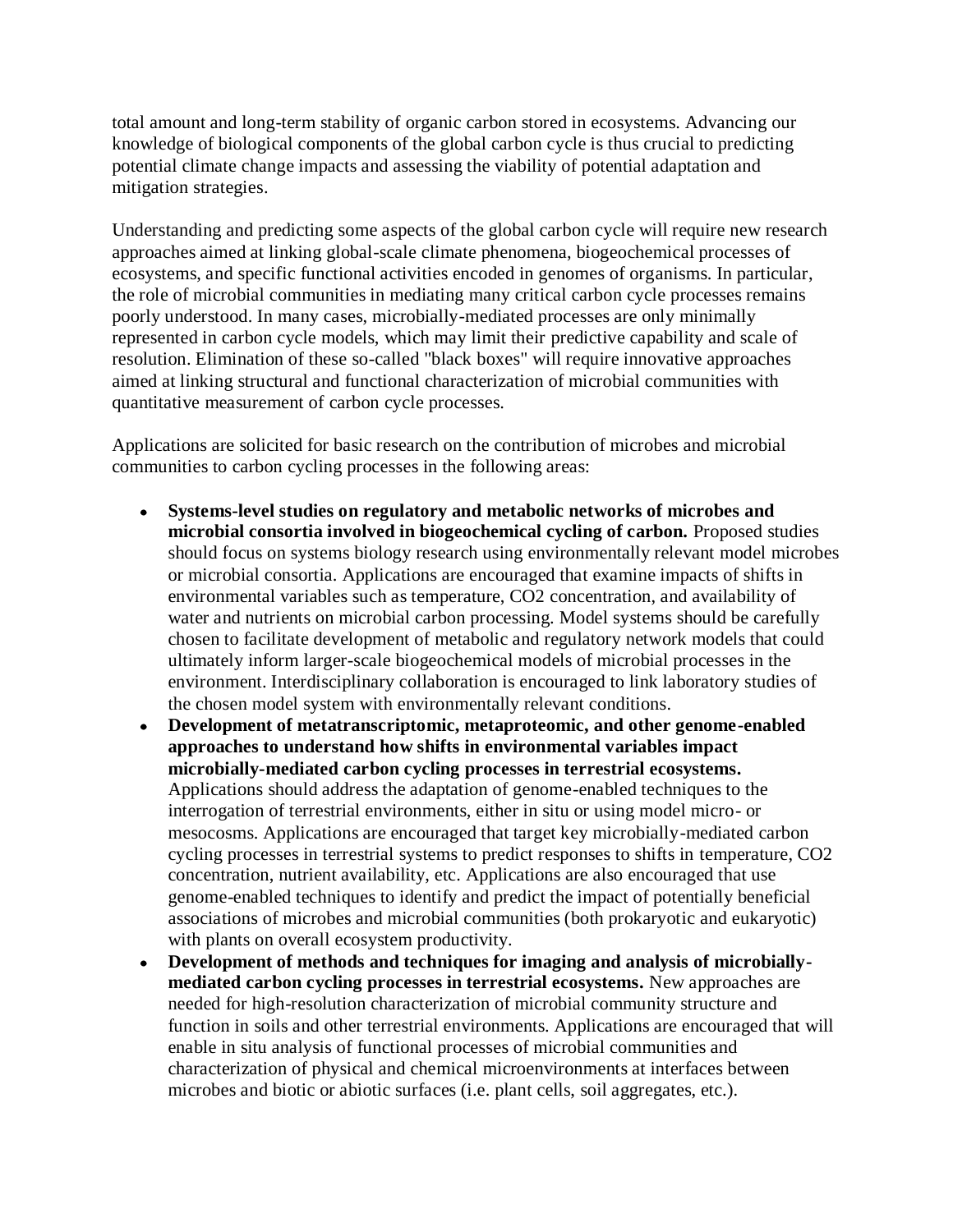total amount and long-term stability of organic carbon stored in ecosystems. Advancing our knowledge of biological components of the global carbon cycle is thus crucial to predicting potential climate change impacts and assessing the viability of potential adaptation and mitigation strategies.

Understanding and predicting some aspects of the global carbon cycle will require new research approaches aimed at linking global-scale climate phenomena, biogeochemical processes of ecosystems, and specific functional activities encoded in genomes of organisms. In particular, the role of microbial communities in mediating many critical carbon cycle processes remains poorly understood. In many cases, microbially-mediated processes are only minimally represented in carbon cycle models, which may limit their predictive capability and scale of resolution. Elimination of these so-called "black boxes" will require innovative approaches aimed at linking structural and functional characterization of microbial communities with quantitative measurement of carbon cycle processes.

Applications are solicited for basic research on the contribution of microbes and microbial communities to carbon cycling processes in the following areas:

- **Systems-level studies on regulatory and metabolic networks of microbes and microbial consortia involved in biogeochemical cycling of carbon.** Proposed studies should focus on systems biology research using environmentally relevant model microbes or microbial consortia. Applications are encouraged that examine impacts of shifts in environmental variables such as temperature, $CO_2$ concentration, and availability of water and nutrients on microbial carbon processing. Model systems should be carefully chosen to facilitate development of metabolic and regulatory network models that could ultimately inform larger-scale biogeochemical models of microbial processes in the environment. Interdisciplinary collaboration is encouraged to link laboratory studies of the chosen model system with environmentally relevant conditions.
- **Development of metatranscriptomic, metaproteomic, and other genome-enabled approaches to understand how shifts in environmental variables impact microbially-mediated carbon cycling processes in terrestrial ecosystems.** Applications should address the adaptation of genome-enabled techniques to the interrogation of terrestrial environments, either in situ or using model micro- or mesocosms. Applications are encouraged that target key microbially-mediated carbon cycling processes in terrestrial systems to predict responses to shifts in temperature, $CO_2$ concentration, nutrient availability, etc. Applications are also encouraged that use genome-enabled techniques to identify and predict the impact of potentially beneficial associations of microbes and microbial communities (both prokaryotic and eukaryotic) with plants on overall ecosystem productivity.
- **Development of methods and techniques for imaging and analysis of microbially-mediated carbon cycling processes in terrestrial ecosystems.** New approaches are needed for high-resolution characterization of microbial community structure and function in soils and other terrestrial environments. Applications are encouraged that will enable in situ analysis of functional processes of microbial communities and characterization of physical and chemical microenvironments at interfaces between microbes and biotic or abiotic surfaces (i.e. plant cells, soil aggregates, etc.).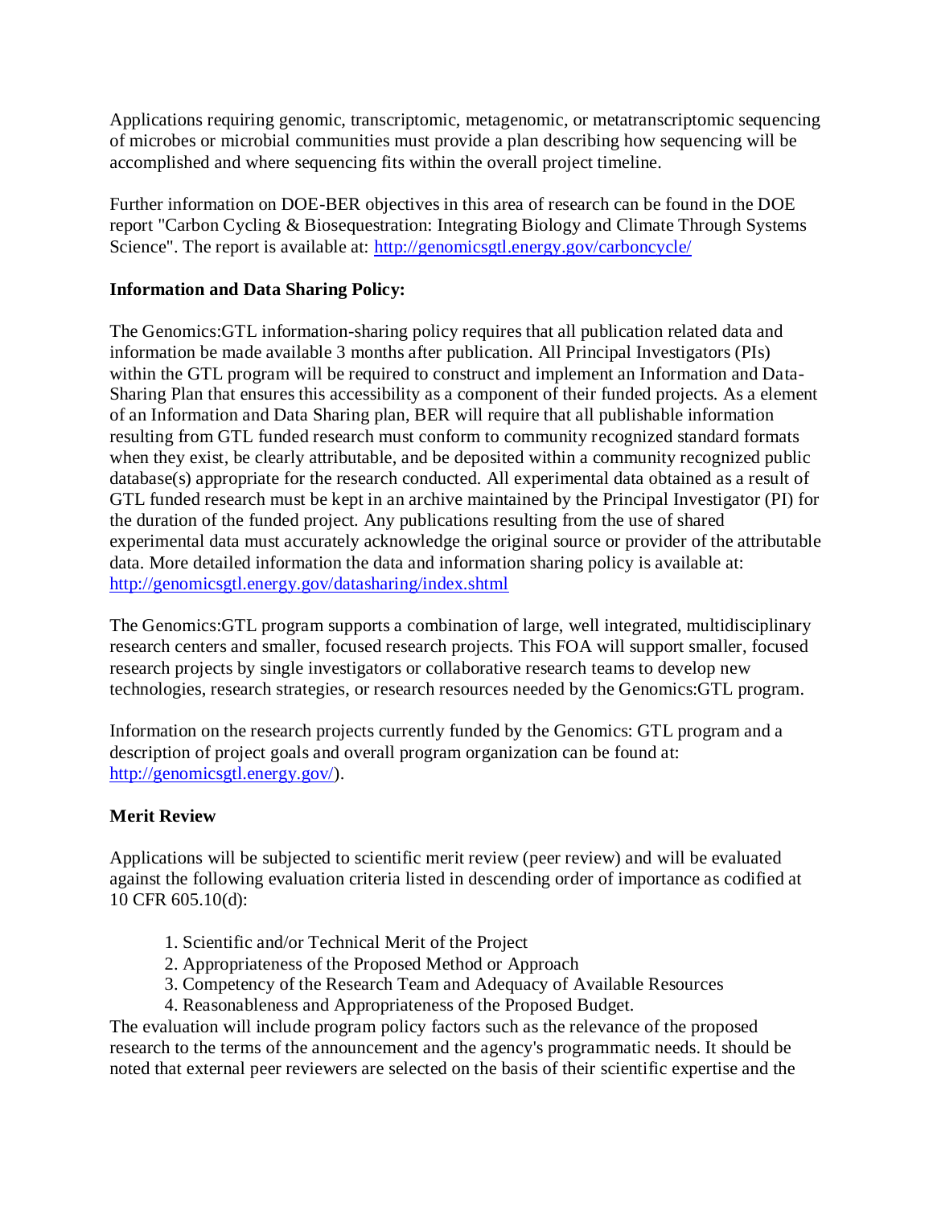Applications requiring genomic, transcriptomic, metagenomic, or metatranscriptomic sequencing of microbes or microbial communities must provide a plan describing how sequencing will be accomplished and where sequencing fits within the overall project timeline.

Further information on DOE-BER objectives in this area of research can be found in the DOE report "Carbon Cycling & Biosequestration: Integrating Biology and Climate Through Systems Science". The report is available at: http://genomicsgtl.energy.gov/carboncycle/

**Information and Data Sharing Policy:**

The Genomics:GTL information-sharing policy requires that all publication related data and information be made available 3 months after publication. All Principal Investigators (PIs) within the GTL program will be required to construct and implement an Information and Data-Sharing Plan that ensures this accessibility as a component of their funded projects. As a element of an Information and Data Sharing plan, BER will require that all publishable information resulting from GTL funded research must conform to community recognized standard formats when they exist, be clearly attributable, and be deposited within a community recognized public database(s) appropriate for the research conducted. All experimental data obtained as a result of GTL funded research must be kept in an archive maintained by the Principal Investigator (PI) for the duration of the funded project. Any publications resulting from the use of shared experimental data must accurately acknowledge the original source or provider of the attributable data. More detailed information the data and information sharing policy is available at: http://genomicsgtl.energy.gov/datasharing/index.shtml

The Genomics:GTL program supports a combination of large, well integrated, multidisciplinary research centers and smaller, focused research projects. This FOA will support smaller, focused research projects by single investigators or collaborative research teams to develop new technologies, research strategies, or research resources needed by the Genomics:GTL program.

Information on the research projects currently funded by the Genomics: GTL program and a description of project goals and overall program organization can be found at: http://genomicsgtl.energy.gov/).

**Merit Review**

Applications will be subjected to scientific merit review (peer review) and will be evaluated against the following evaluation criteria listed in descending order of importance as codified at 10 CFR 605.10(d):

1. Scientific and/or Technical Merit of the Project
2. Appropriateness of the Proposed Method or Approach
3. Competency of the Research Team and Adequacy of Available Resources
4. Reasonableness and Appropriateness of the Proposed Budget.

The evaluation will include program policy factors such as the relevance of the proposed research to the terms of the announcement and the agency's programmatic needs. It should be noted that external peer reviewers are selected on the basis of their scientific expertise and the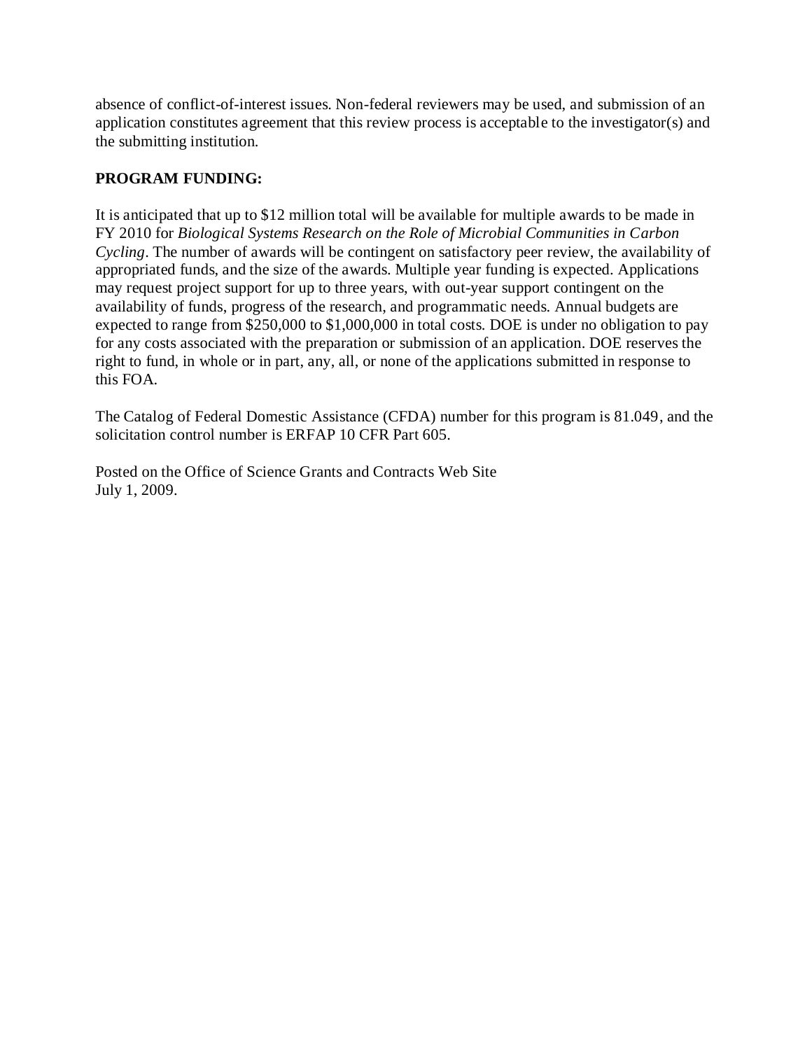absence of conflict-of-interest issues. Non-federal reviewers may be used, and submission of an application constitutes agreement that this review process is acceptable to the investigator(s) and the submitting institution.

**PROGRAM FUNDING:**

It is anticipated that up to $12 million total will be available for multiple awards to be made in FY 2010 for *Biological Systems Research on the Role of Microbial Communities in Carbon Cycling*. The number of awards will be contingent on satisfactory peer review, the availability of appropriated funds, and the size of the awards. Multiple year funding is expected. Applications may request project support for up to three years, with out-year support contingent on the availability of funds, progress of the research, and programmatic needs. Annual budgets are expected to range from $250,000 to $1,000,000 in total costs. DOE is under no obligation to pay for any costs associated with the preparation or submission of an application. DOE reserves the right to fund, in whole or in part, any, all, or none of the applications submitted in response to this FOA.

The Catalog of Federal Domestic Assistance (CFDA) number for this program is 81.049, and the solicitation control number is ERFAP 10 CFR Part 605.

Posted on the Office of Science Grants and Contracts Web Site
July 1, 2009.